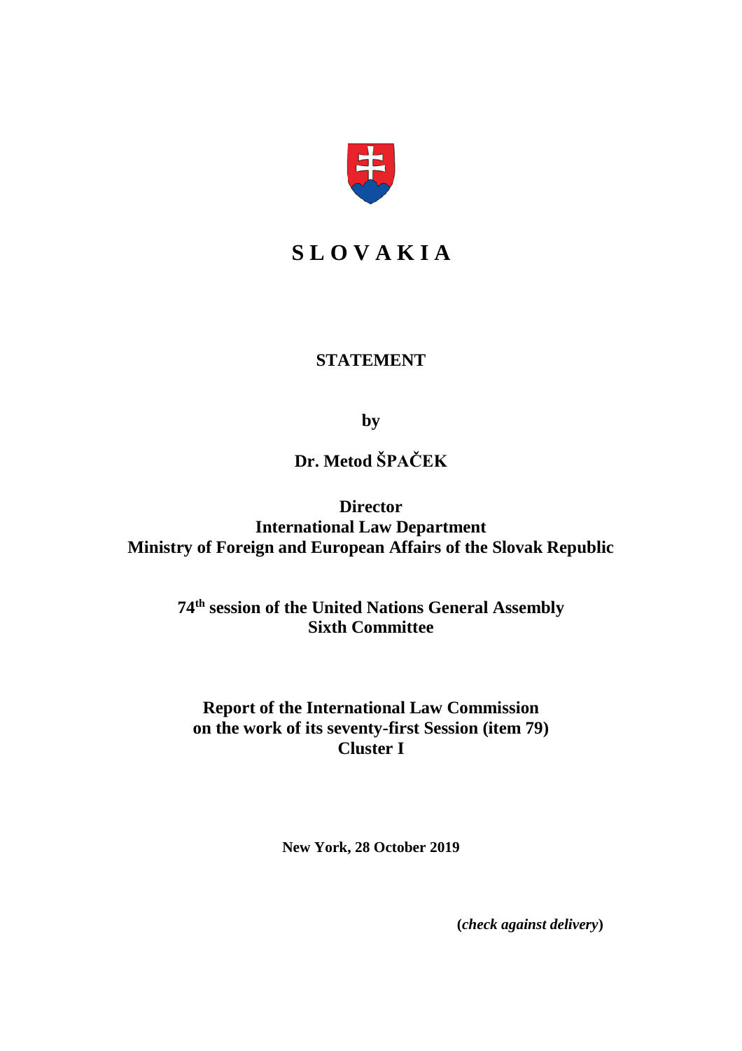# S L O V A K I A

## STATEMENT

**by**

**Dr. Metod ŠPAČEK**

**Director**
**International Law Department**
**Ministry of Foreign and European Affairs of the Slovak Republic**

**74th session of the United Nations General Assembly**
**Sixth Committee**

**Report of the International Law Commission**
**on the work of its seventy-first Session (item 79)**
**Cluster I**

**New York, 28 October 2019**

**(*check against delivery*)**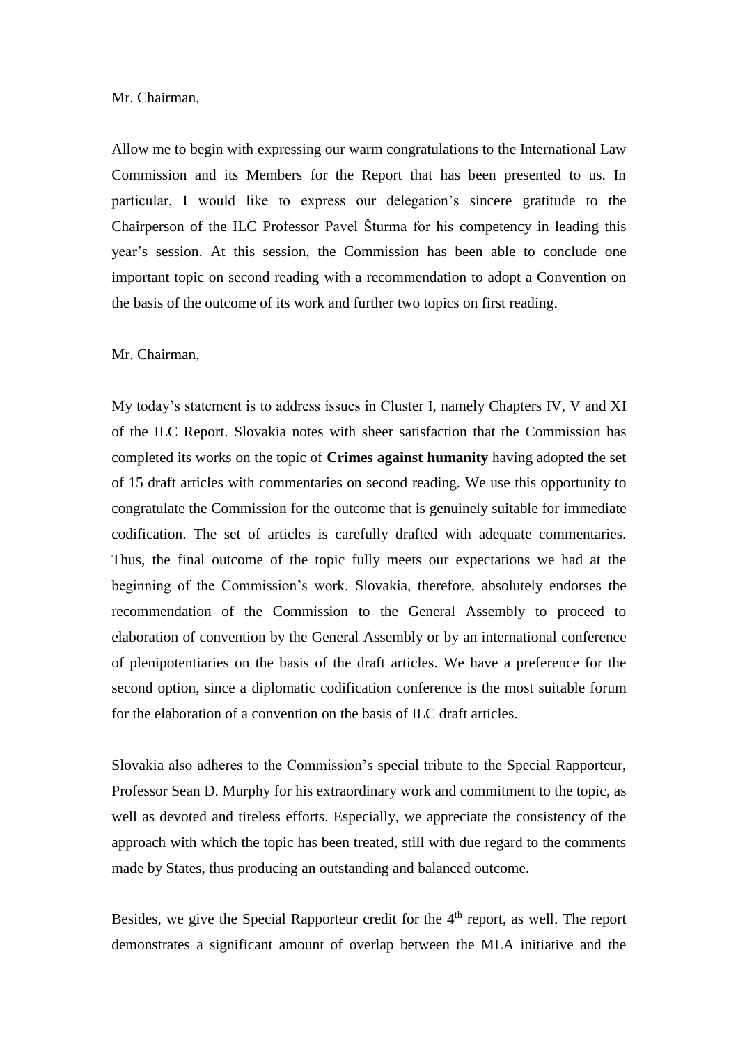Mr. Chairman,

Allow me to begin with expressing our warm congratulations to the International Law Commission and its Members for the Report that has been presented to us. In particular, I would like to express our delegation's sincere gratitude to the Chairperson of the ILC Professor Pavel Šturma for his competency in leading this year's session. At this session, the Commission has been able to conclude one important topic on second reading with a recommendation to adopt a Convention on the basis of the outcome of its work and further two topics on first reading.

Mr. Chairman,

My today's statement is to address issues in Cluster I, namely Chapters IV, V and XI of the ILC Report. Slovakia notes with sheer satisfaction that the Commission has completed its works on the topic of **Crimes against humanity** having adopted the set of 15 draft articles with commentaries on second reading. We use this opportunity to congratulate the Commission for the outcome that is genuinely suitable for immediate codification. The set of articles is carefully drafted with adequate commentaries. Thus, the final outcome of the topic fully meets our expectations we had at the beginning of the Commission's work. Slovakia, therefore, absolutely endorses the recommendation of the Commission to the General Assembly to proceed to elaboration of convention by the General Assembly or by an international conference of plenipotentiaries on the basis of the draft articles. We have a preference for the second option, since a diplomatic codification conference is the most suitable forum for the elaboration of a convention on the basis of ILC draft articles.

Slovakia also adheres to the Commission's special tribute to the Special Rapporteur, Professor Sean D. Murphy for his extraordinary work and commitment to the topic, as well as devoted and tireless efforts. Especially, we appreciate the consistency of the approach with which the topic has been treated, still with due regard to the comments made by States, thus producing an outstanding and balanced outcome.

Besides, we give the Special Rapporteur credit for the 4th report, as well. The report demonstrates a significant amount of overlap between the MLA initiative and the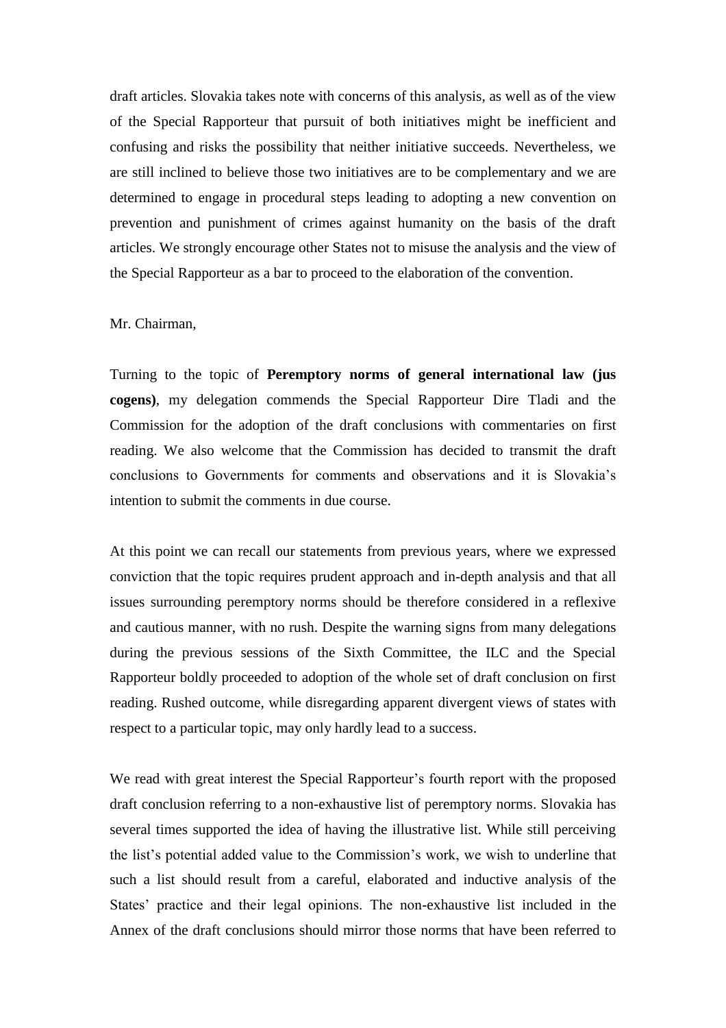draft articles. Slovakia takes note with concerns of this analysis, as well as of the view of the Special Rapporteur that pursuit of both initiatives might be inefficient and confusing and risks the possibility that neither initiative succeeds. Nevertheless, we are still inclined to believe those two initiatives are to be complementary and we are determined to engage in procedural steps leading to adopting a new convention on prevention and punishment of crimes against humanity on the basis of the draft articles. We strongly encourage other States not to misuse the analysis and the view of the Special Rapporteur as a bar to proceed to the elaboration of the convention.

Mr. Chairman,

Turning to the topic of **Peremptory norms of general international law (jus cogens)**, my delegation commends the Special Rapporteur Dire Tladi and the Commission for the adoption of the draft conclusions with commentaries on first reading. We also welcome that the Commission has decided to transmit the draft conclusions to Governments for comments and observations and it is Slovakia's intention to submit the comments in due course.

At this point we can recall our statements from previous years, where we expressed conviction that the topic requires prudent approach and in-depth analysis and that all issues surrounding peremptory norms should be therefore considered in a reflexive and cautious manner, with no rush. Despite the warning signs from many delegations during the previous sessions of the Sixth Committee, the ILC and the Special Rapporteur boldly proceeded to adoption of the whole set of draft conclusion on first reading. Rushed outcome, while disregarding apparent divergent views of states with respect to a particular topic, may only hardly lead to a success.

We read with great interest the Special Rapporteur's fourth report with the proposed draft conclusion referring to a non-exhaustive list of peremptory norms. Slovakia has several times supported the idea of having the illustrative list. While still perceiving the list's potential added value to the Commission's work, we wish to underline that such a list should result from a careful, elaborated and inductive analysis of the States' practice and their legal opinions. The non-exhaustive list included in the Annex of the draft conclusions should mirror those norms that have been referred to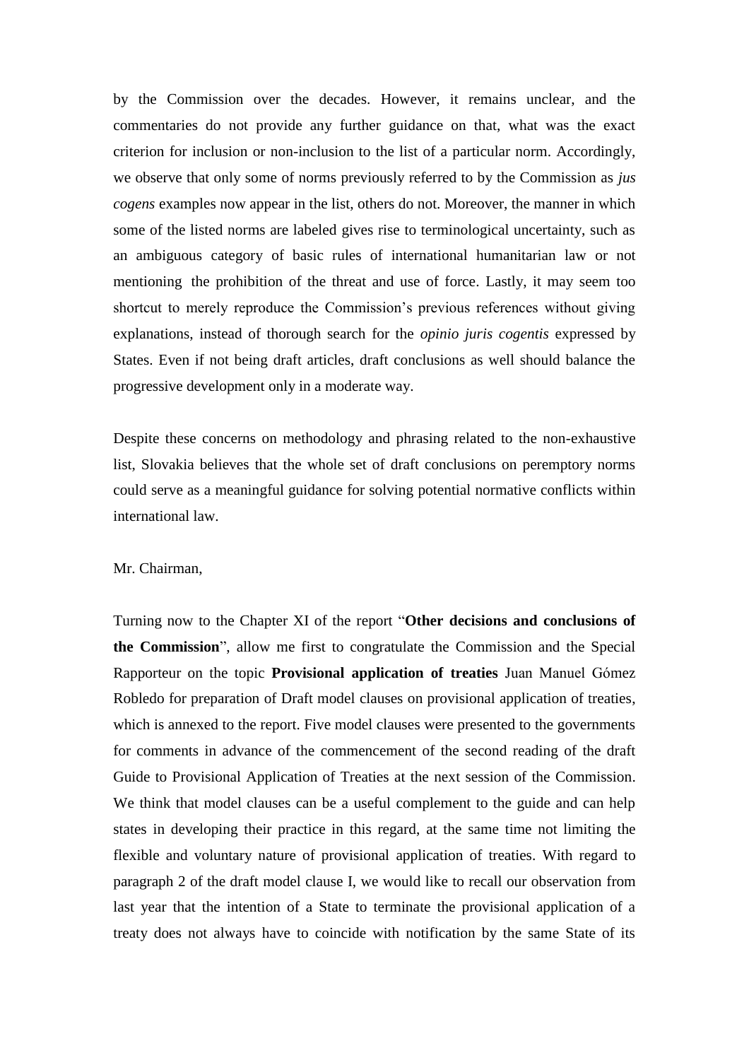by the Commission over the decades. However, it remains unclear, and the commentaries do not provide any further guidance on that, what was the exact criterion for inclusion or non-inclusion to the list of a particular norm. Accordingly, we observe that only some of norms previously referred to by the Commission as *jus cogens* examples now appear in the list, others do not. Moreover, the manner in which some of the listed norms are labeled gives rise to terminological uncertainty, such as an ambiguous category of basic rules of international humanitarian law or not mentioning the prohibition of the threat and use of force. Lastly, it may seem too shortcut to merely reproduce the Commission's previous references without giving explanations, instead of thorough search for the *opinio juris cogentis* expressed by States. Even if not being draft articles, draft conclusions as well should balance the progressive development only in a moderate way.

Despite these concerns on methodology and phrasing related to the non-exhaustive list, Slovakia believes that the whole set of draft conclusions on peremptory norms could serve as a meaningful guidance for solving potential normative conflicts within international law.

Mr. Chairman,

Turning now to the Chapter XI of the report "**Other decisions and conclusions of the Commission**", allow me first to congratulate the Commission and the Special Rapporteur on the topic **Provisional application of treaties** Juan Manuel Gómez Robledo for preparation of Draft model clauses on provisional application of treaties, which is annexed to the report. Five model clauses were presented to the governments for comments in advance of the commencement of the second reading of the draft Guide to Provisional Application of Treaties at the next session of the Commission. We think that model clauses can be a useful complement to the guide and can help states in developing their practice in this regard, at the same time not limiting the flexible and voluntary nature of provisional application of treaties. With regard to paragraph 2 of the draft model clause I, we would like to recall our observation from last year that the intention of a State to terminate the provisional application of a treaty does not always have to coincide with notification by the same State of its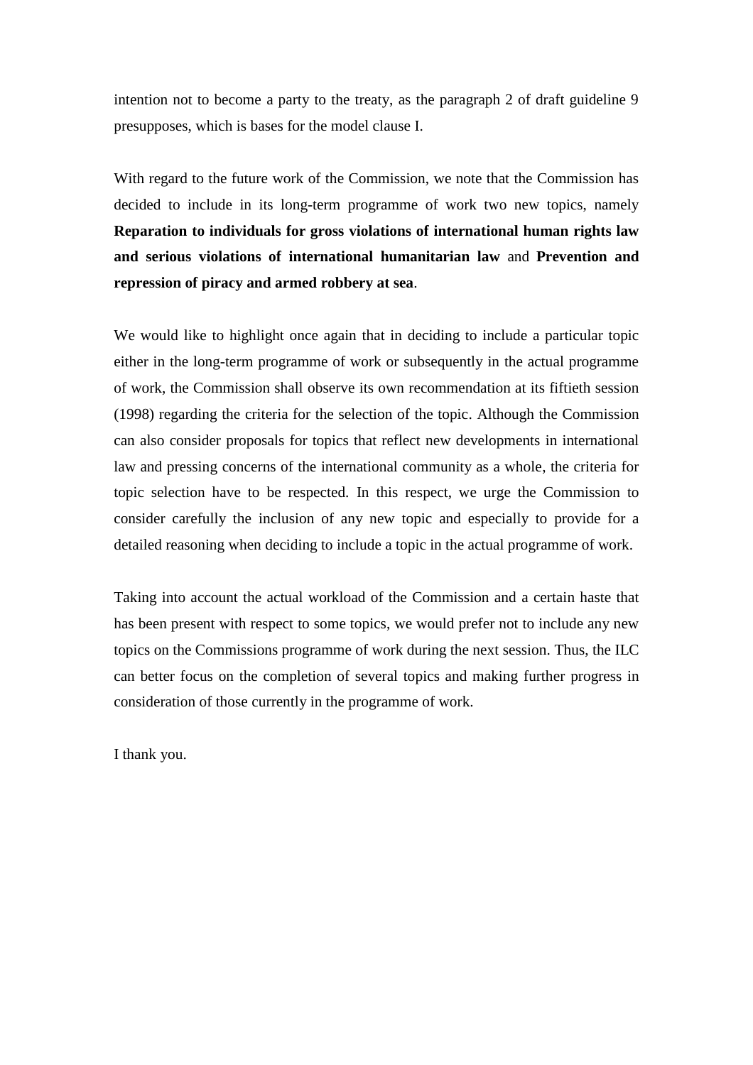intention not to become a party to the treaty, as the paragraph 2 of draft guideline 9 presupposes, which is bases for the model clause I.

With regard to the future work of the Commission, we note that the Commission has decided to include in its long-term programme of work two new topics, namely **Reparation to individuals for gross violations of international human rights law and serious violations of international humanitarian law** and **Prevention and repression of piracy and armed robbery at sea**.

We would like to highlight once again that in deciding to include a particular topic either in the long-term programme of work or subsequently in the actual programme of work, the Commission shall observe its own recommendation at its fiftieth session (1998) regarding the criteria for the selection of the topic. Although the Commission can also consider proposals for topics that reflect new developments in international law and pressing concerns of the international community as a whole, the criteria for topic selection have to be respected. In this respect, we urge the Commission to consider carefully the inclusion of any new topic and especially to provide for a detailed reasoning when deciding to include a topic in the actual programme of work.

Taking into account the actual workload of the Commission and a certain haste that has been present with respect to some topics, we would prefer not to include any new topics on the Commissions programme of work during the next session. Thus, the ILC can better focus on the completion of several topics and making further progress in consideration of those currently in the programme of work.

I thank you.